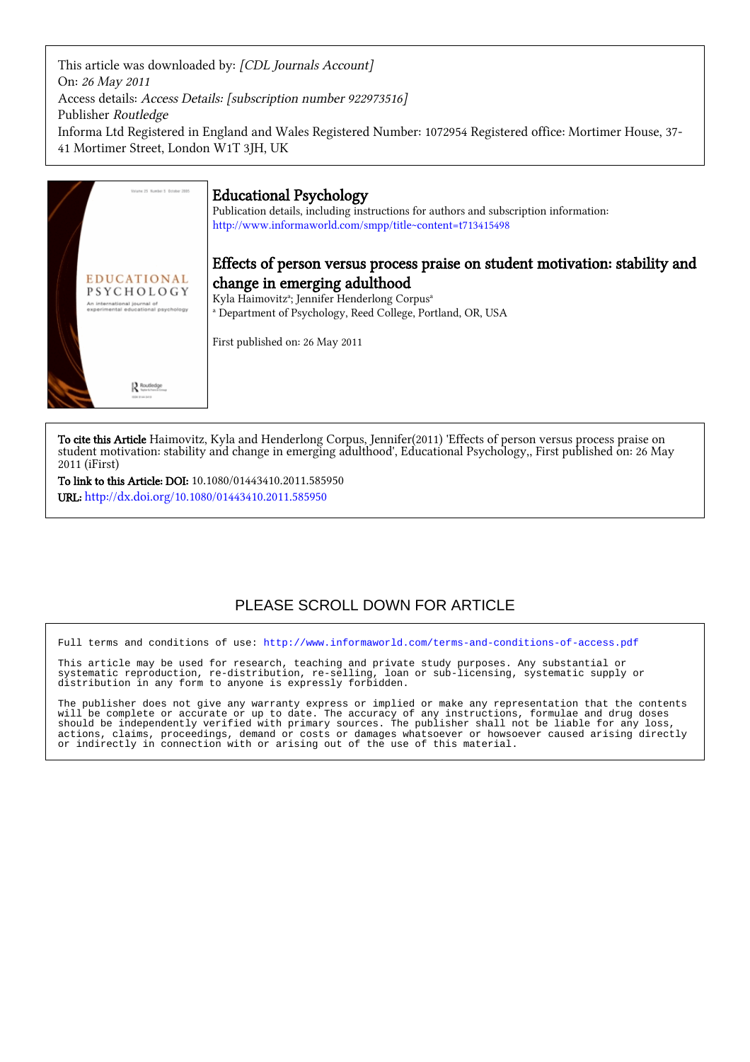This article was downloaded by: *[CDL Journals Account]*
On: *26 May 2011*
Access details: *Access Details: [subscription number 922973516]*
Publisher *Routledge*
Informa Ltd Registered in England and Wales Registered Number: 1072954 Registered office: Mortimer House, 37-41 Mortimer Street, London W1T 3JH, UK

# Educational Psychology

Publication details, including instructions for authors and subscription information:
http://www.informaworld.com/smpp/title~content=t713415498

## Effects of person versus process praise on student motivation: stability and change in emerging adulthood

Kyla Haimovitz[a]; Jennifer Henderlong Corpus[a]

[a] Department of Psychology, Reed College, Portland, OR, USA

First published on: 26 May 2011

**To cite this Article** Haimovitz, Kyla and Henderlong Corpus, Jennifer(2011) 'Effects of person versus process praise on student motivation: stability and change in emerging adulthood', Educational Psychology,, First published on: 26 May 2011 (iFirst)

**To link to this Article: DOI:** 10.1080/01443410.2011.585950

**URL:** http://dx.doi.org/10.1080/01443410.2011.585950

PLEASE SCROLL DOWN FOR ARTICLE

Full terms and conditions of use: http://www.informaworld.com/terms-and-conditions-of-access.pdf

This article may be used for research, teaching and private study purposes. Any substantial or systematic reproduction, re-distribution, re-selling, loan or sub-licensing, systematic supply or distribution in any form to anyone is expressly forbidden.

The publisher does not give any warranty express or implied or make any representation that the contents will be complete or accurate or up to date. The accuracy of any instructions, formulae and drug doses should be independently verified with primary sources. The publisher shall not be liable for any loss, actions, claims, proceedings, demand or costs or damages whatsoever or howsoever caused arising directly or indirectly in connection with or arising out of the use of this material.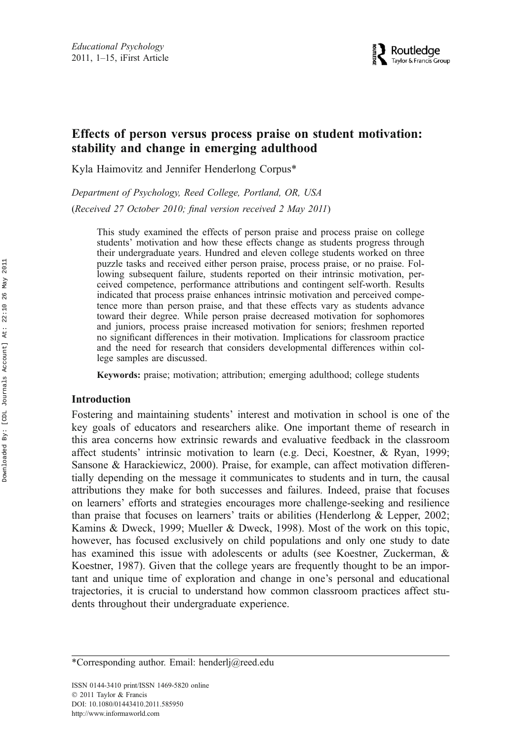# Effects of person versus process praise on student motivation: stability and change in emerging adulthood

Kyla Haimovitz and Jennifer Henderlong Corpus*

*Department of Psychology, Reed College, Portland, OR, USA*

(*Received 27 October 2010; final version received 2 May 2011*)

This study examined the effects of person praise and process praise on college students' motivation and how these effects change as students progress through their undergraduate years. Hundred and eleven college students worked on three puzzle tasks and received either person praise, process praise, or no praise. Following subsequent failure, students reported on their intrinsic motivation, perceived competence, performance attributions and contingent self-worth. Results indicated that process praise enhances intrinsic motivation and perceived competence more than person praise, and that these effects vary as students advance toward their degree. While person praise decreased motivation for sophomores and juniors, process praise increased motivation for seniors; freshmen reported no significant differences in their motivation. Implications for classroom practice and the need for research that considers developmental differences within college samples are discussed.

**Keywords:** praise; motivation; attribution; emerging adulthood; college students

## Introduction

Fostering and maintaining students' interest and motivation in school is one of the key goals of educators and researchers alike. One important theme of research in this area concerns how extrinsic rewards and evaluative feedback in the classroom affect students' intrinsic motivation to learn (e.g. Deci, Koestner, & Ryan, 1999; Sansone & Harackiewicz, 2000). Praise, for example, can affect motivation differentially depending on the message it communicates to students and in turn, the causal attributions they make for both successes and failures. Indeed, praise that focuses on learners' efforts and strategies encourages more challenge-seeking and resilience than praise that focuses on learners' traits or abilities (Henderlong & Lepper, 2002; Kamins & Dweck, 1999; Mueller & Dweck, 1998). Most of the work on this topic, however, has focused exclusively on child populations and only one study to date has examined this issue with adolescents or adults (see Koestner, Zuckerman, & Koestner, 1987). Given that the college years are frequently thought to be an important and unique time of exploration and change in one's personal and educational trajectories, it is crucial to understand how common classroom practices affect students throughout their undergraduate experience.

*Corresponding author. Email: henderlj@reed.edu

ISSN 0144-3410 print/ISSN 1469-5820 online
© 2011 Taylor & Francis
DOI: 10.1080/01443410.2011.585950
http://www.informaworld.com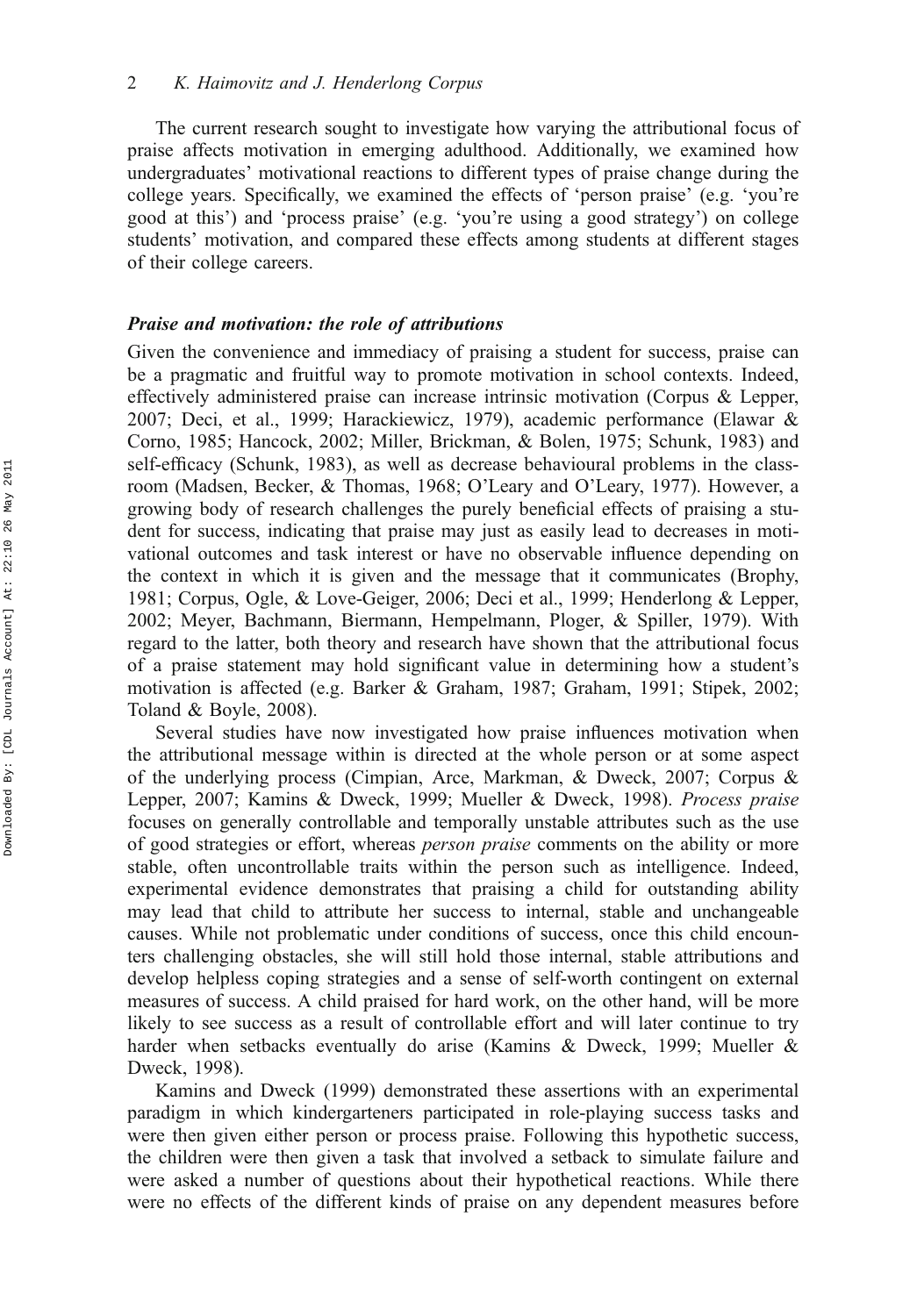The current research sought to investigate how varying the attributional focus of praise affects motivation in emerging adulthood. Additionally, we examined how undergraduates' motivational reactions to different types of praise change during the college years. Specifically, we examined the effects of 'person praise' (e.g. 'you're good at this') and 'process praise' (e.g. 'you're using a good strategy') on college students' motivation, and compared these effects among students at different stages of their college careers.

### *Praise and motivation: the role of attributions*

Given the convenience and immediacy of praising a student for success, praise can be a pragmatic and fruitful way to promote motivation in school contexts. Indeed, effectively administered praise can increase intrinsic motivation (Corpus & Lepper, 2007; Deci, et al., 1999; Harackiewicz, 1979), academic performance (Elawar & Corno, 1985; Hancock, 2002; Miller, Brickman, & Bolen, 1975; Schunk, 1983) and self-efficacy (Schunk, 1983), as well as decrease behavioural problems in the classroom (Madsen, Becker, & Thomas, 1968; O'Leary and O'Leary, 1977). However, a growing body of research challenges the purely beneficial effects of praising a student for success, indicating that praise may just as easily lead to decreases in motivational outcomes and task interest or have no observable influence depending on the context in which it is given and the message that it communicates (Brophy, 1981; Corpus, Ogle, & Love-Geiger, 2006; Deci et al., 1999; Henderlong & Lepper, 2002; Meyer, Bachmann, Biermann, Hempelmann, Ploger, & Spiller, 1979). With regard to the latter, both theory and research have shown that the attributional focus of a praise statement may hold significant value in determining how a student's motivation is affected (e.g. Barker & Graham, 1987; Graham, 1991; Stipek, 2002; Toland & Boyle, 2008).

Several studies have now investigated how praise influences motivation when the attributional message within is directed at the whole person or at some aspect of the underlying process (Cimpian, Arce, Markman, & Dweck, 2007; Corpus & Lepper, 2007; Kamins & Dweck, 1999; Mueller & Dweck, 1998). *Process praise* focuses on generally controllable and temporally unstable attributes such as the use of good strategies or effort, whereas *person praise* comments on the ability or more stable, often uncontrollable traits within the person such as intelligence. Indeed, experimental evidence demonstrates that praising a child for outstanding ability may lead that child to attribute her success to internal, stable and unchangeable causes. While not problematic under conditions of success, once this child encounters challenging obstacles, she will still hold those internal, stable attributions and develop helpless coping strategies and a sense of self-worth contingent on external measures of success. A child praised for hard work, on the other hand, will be more likely to see success as a result of controllable effort and will later continue to try harder when setbacks eventually do arise (Kamins & Dweck, 1999; Mueller & Dweck, 1998).

Kamins and Dweck (1999) demonstrated these assertions with an experimental paradigm in which kindergarteners participated in role-playing success tasks and were then given either person or process praise. Following this hypothetic success, the children were then given a task that involved a setback to simulate failure and were asked a number of questions about their hypothetical reactions. While there were no effects of the different kinds of praise on any dependent measures before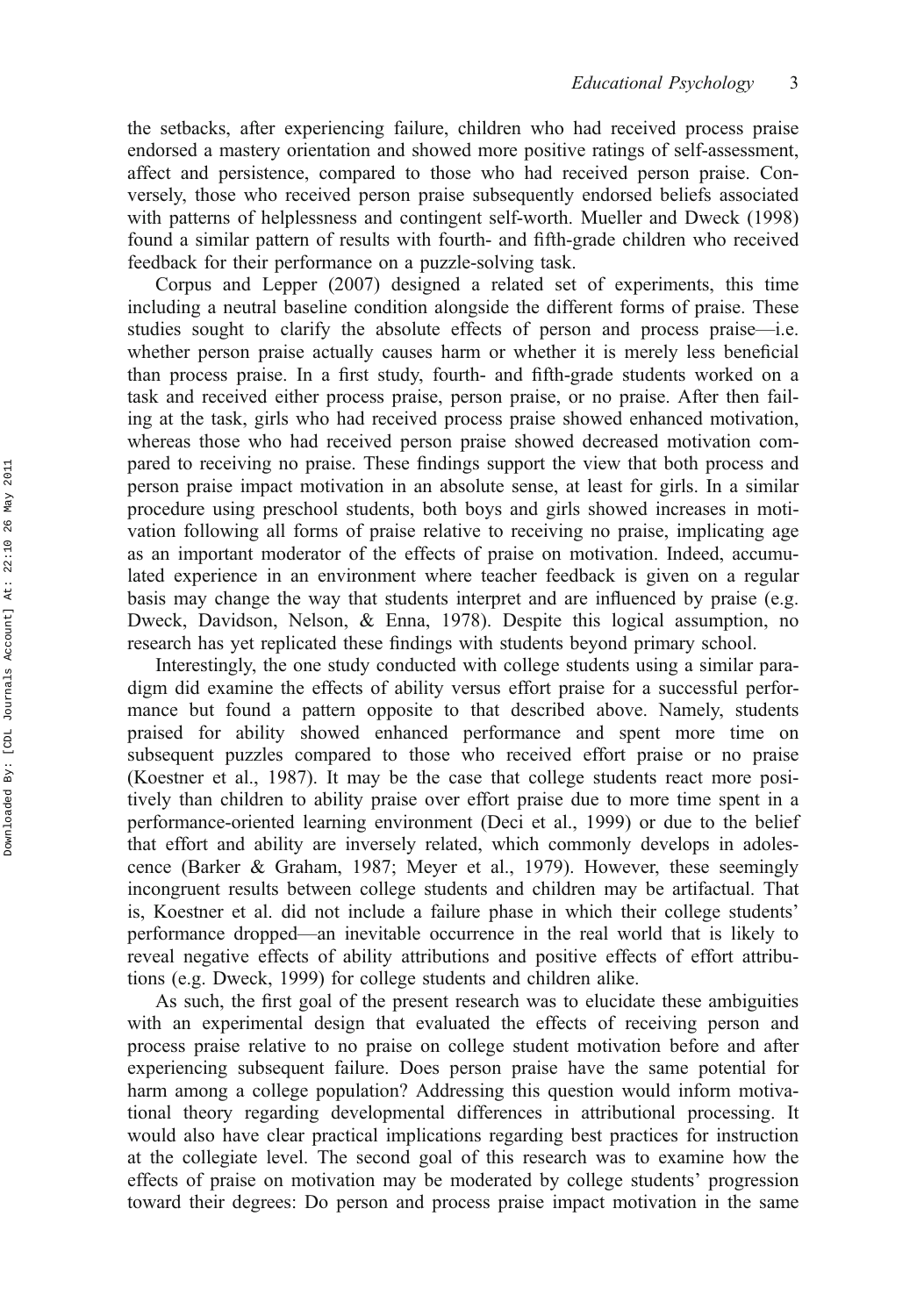the setbacks, after experiencing failure, children who had received process praise endorsed a mastery orientation and showed more positive ratings of self-assessment, affect and persistence, compared to those who had received person praise. Conversely, those who received person praise subsequently endorsed beliefs associated with patterns of helplessness and contingent self-worth. Mueller and Dweck (1998) found a similar pattern of results with fourth- and fifth-grade children who received feedback for their performance on a puzzle-solving task.

Corpus and Lepper (2007) designed a related set of experiments, this time including a neutral baseline condition alongside the different forms of praise. These studies sought to clarify the absolute effects of person and process praise—i.e. whether person praise actually causes harm or whether it is merely less beneficial than process praise. In a first study, fourth- and fifth-grade students worked on a task and received either process praise, person praise, or no praise. After then failing at the task, girls who had received process praise showed enhanced motivation, whereas those who had received person praise showed decreased motivation compared to receiving no praise. These findings support the view that both process and person praise impact motivation in an absolute sense, at least for girls. In a similar procedure using preschool students, both boys and girls showed increases in motivation following all forms of praise relative to receiving no praise, implicating age as an important moderator of the effects of praise on motivation. Indeed, accumulated experience in an environment where teacher feedback is given on a regular basis may change the way that students interpret and are influenced by praise (e.g. Dweck, Davidson, Nelson, & Enna, 1978). Despite this logical assumption, no research has yet replicated these findings with students beyond primary school.

Interestingly, the one study conducted with college students using a similar paradigm did examine the effects of ability versus effort praise for a successful performance but found a pattern opposite to that described above. Namely, students praised for ability showed enhanced performance and spent more time on subsequent puzzles compared to those who received effort praise or no praise (Koestner et al., 1987). It may be the case that college students react more positively than children to ability praise over effort praise due to more time spent in a performance-oriented learning environment (Deci et al., 1999) or due to the belief that effort and ability are inversely related, which commonly develops in adolescence (Barker & Graham, 1987; Meyer et al., 1979). However, these seemingly incongruent results between college students and children may be artifactual. That is, Koestner et al. did not include a failure phase in which their college students' performance dropped—an inevitable occurrence in the real world that is likely to reveal negative effects of ability attributions and positive effects of effort attributions (e.g. Dweck, 1999) for college students and children alike.

As such, the first goal of the present research was to elucidate these ambiguities with an experimental design that evaluated the effects of receiving person and process praise relative to no praise on college student motivation before and after experiencing subsequent failure. Does person praise have the same potential for harm among a college population? Addressing this question would inform motivational theory regarding developmental differences in attributional processing. It would also have clear practical implications regarding best practices for instruction at the collegiate level. The second goal of this research was to examine how the effects of praise on motivation may be moderated by college students' progression toward their degrees: Do person and process praise impact motivation in the same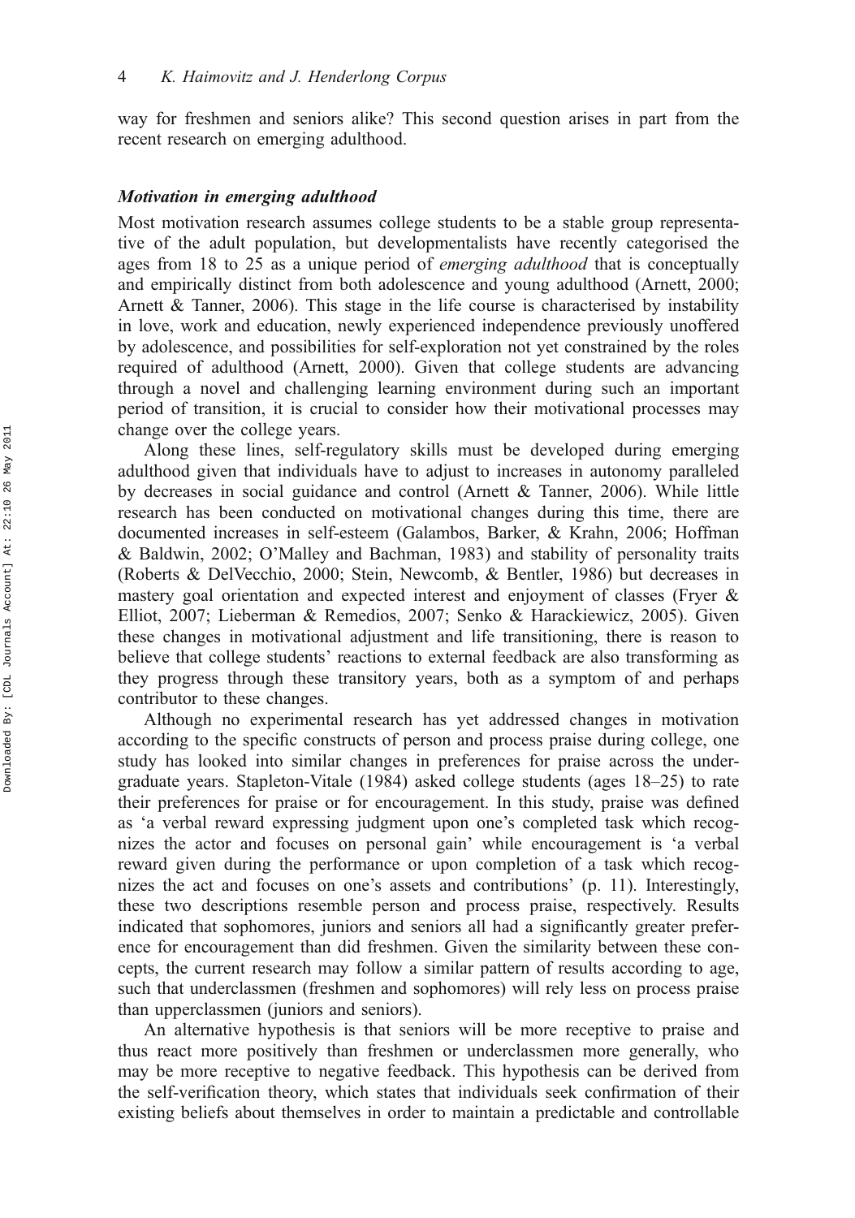way for freshmen and seniors alike? This second question arises in part from the recent research on emerging adulthood.

### *Motivation in emerging adulthood*

Most motivation research assumes college students to be a stable group representative of the adult population, but developmentalists have recently categorised the ages from 18 to 25 as a unique period of *emerging adulthood* that is conceptually and empirically distinct from both adolescence and young adulthood (Arnett, 2000; Arnett & Tanner, 2006). This stage in the life course is characterised by instability in love, work and education, newly experienced independence previously unoffered by adolescence, and possibilities for self-exploration not yet constrained by the roles required of adulthood (Arnett, 2000). Given that college students are advancing through a novel and challenging learning environment during such an important period of transition, it is crucial to consider how their motivational processes may change over the college years.

Along these lines, self-regulatory skills must be developed during emerging adulthood given that individuals have to adjust to increases in autonomy paralleled by decreases in social guidance and control (Arnett & Tanner, 2006). While little research has been conducted on motivational changes during this time, there are documented increases in self-esteem (Galambos, Barker, & Krahn, 2006; Hoffman & Baldwin, 2002; O'Malley and Bachman, 1983) and stability of personality traits (Roberts & DelVecchio, 2000; Stein, Newcomb, & Bentler, 1986) but decreases in mastery goal orientation and expected interest and enjoyment of classes (Fryer & Elliot, 2007; Lieberman & Remedios, 2007; Senko & Harackiewicz, 2005). Given these changes in motivational adjustment and life transitioning, there is reason to believe that college students' reactions to external feedback are also transforming as they progress through these transitory years, both as a symptom of and perhaps contributor to these changes.

Although no experimental research has yet addressed changes in motivation according to the specific constructs of person and process praise during college, one study has looked into similar changes in preferences for praise across the undergraduate years. Stapleton-Vitale (1984) asked college students (ages 18–25) to rate their preferences for praise or for encouragement. In this study, praise was defined as 'a verbal reward expressing judgment upon one's completed task which recognizes the actor and focuses on personal gain' while encouragement is 'a verbal reward given during the performance or upon completion of a task which recognizes the act and focuses on one's assets and contributions' (p. 11). Interestingly, these two descriptions resemble person and process praise, respectively. Results indicated that sophomores, juniors and seniors all had a significantly greater preference for encouragement than did freshmen. Given the similarity between these concepts, the current research may follow a similar pattern of results according to age, such that underclassmen (freshmen and sophomores) will rely less on process praise than upperclassmen (juniors and seniors).

An alternative hypothesis is that seniors will be more receptive to praise and thus react more positively than freshmen or underclassmen more generally, who may be more receptive to negative feedback. This hypothesis can be derived from the self-verification theory, which states that individuals seek confirmation of their existing beliefs about themselves in order to maintain a predictable and controllable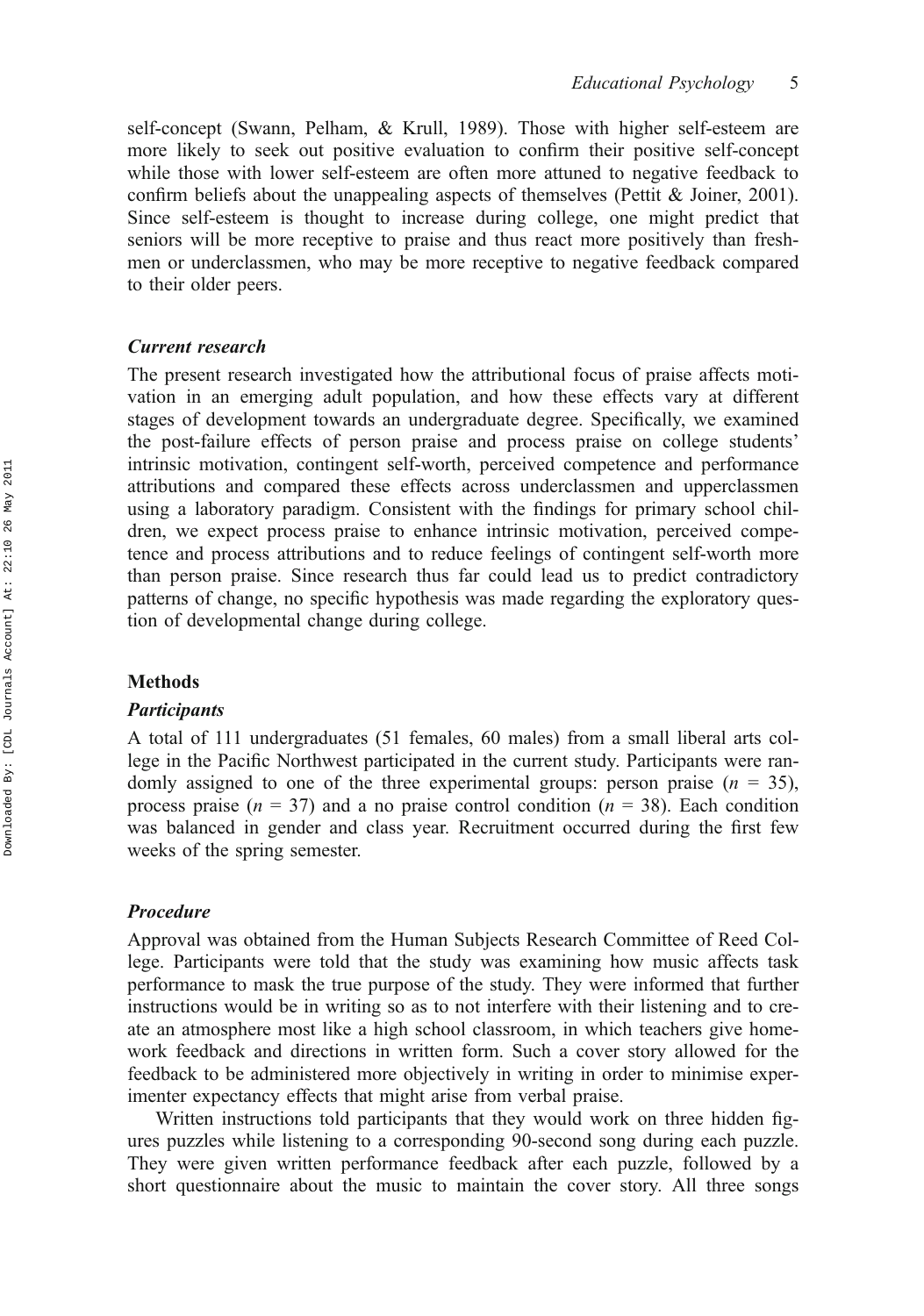self-concept (Swann, Pelham, & Krull, 1989). Those with higher self-esteem are more likely to seek out positive evaluation to confirm their positive self-concept while those with lower self-esteem are often more attuned to negative feedback to confirm beliefs about the unappealing aspects of themselves (Pettit & Joiner, 2001). Since self-esteem is thought to increase during college, one might predict that seniors will be more receptive to praise and thus react more positively than freshmen or underclassmen, who may be more receptive to negative feedback compared to their older peers.

### *Current research*

The present research investigated how the attributional focus of praise affects motivation in an emerging adult population, and how these effects vary at different stages of development towards an undergraduate degree. Specifically, we examined the post-failure effects of person praise and process praise on college students' intrinsic motivation, contingent self-worth, perceived competence and performance attributions and compared these effects across underclassmen and upperclassmen using a laboratory paradigm. Consistent with the findings for primary school children, we expect process praise to enhance intrinsic motivation, perceived competence and process attributions and to reduce feelings of contingent self-worth more than person praise. Since research thus far could lead us to predict contradictory patterns of change, no specific hypothesis was made regarding the exploratory question of developmental change during college.

## Methods

### *Participants*

A total of 111 undergraduates (51 females, 60 males) from a small liberal arts college in the Pacific Northwest participated in the current study. Participants were randomly assigned to one of the three experimental groups: person praise ($n$ = 35), process praise ($n$ = 37) and a no praise control condition ($n$ = 38). Each condition was balanced in gender and class year. Recruitment occurred during the first few weeks of the spring semester.

### *Procedure*

Approval was obtained from the Human Subjects Research Committee of Reed College. Participants were told that the study was examining how music affects task performance to mask the true purpose of the study. They were informed that further instructions would be in writing so as to not interfere with their listening and to create an atmosphere most like a high school classroom, in which teachers give homework feedback and directions in written form. Such a cover story allowed for the feedback to be administered more objectively in writing in order to minimise experimenter expectancy effects that might arise from verbal praise.

Written instructions told participants that they would work on three hidden figures puzzles while listening to a corresponding 90-second song during each puzzle. They were given written performance feedback after each puzzle, followed by a short questionnaire about the music to maintain the cover story. All three songs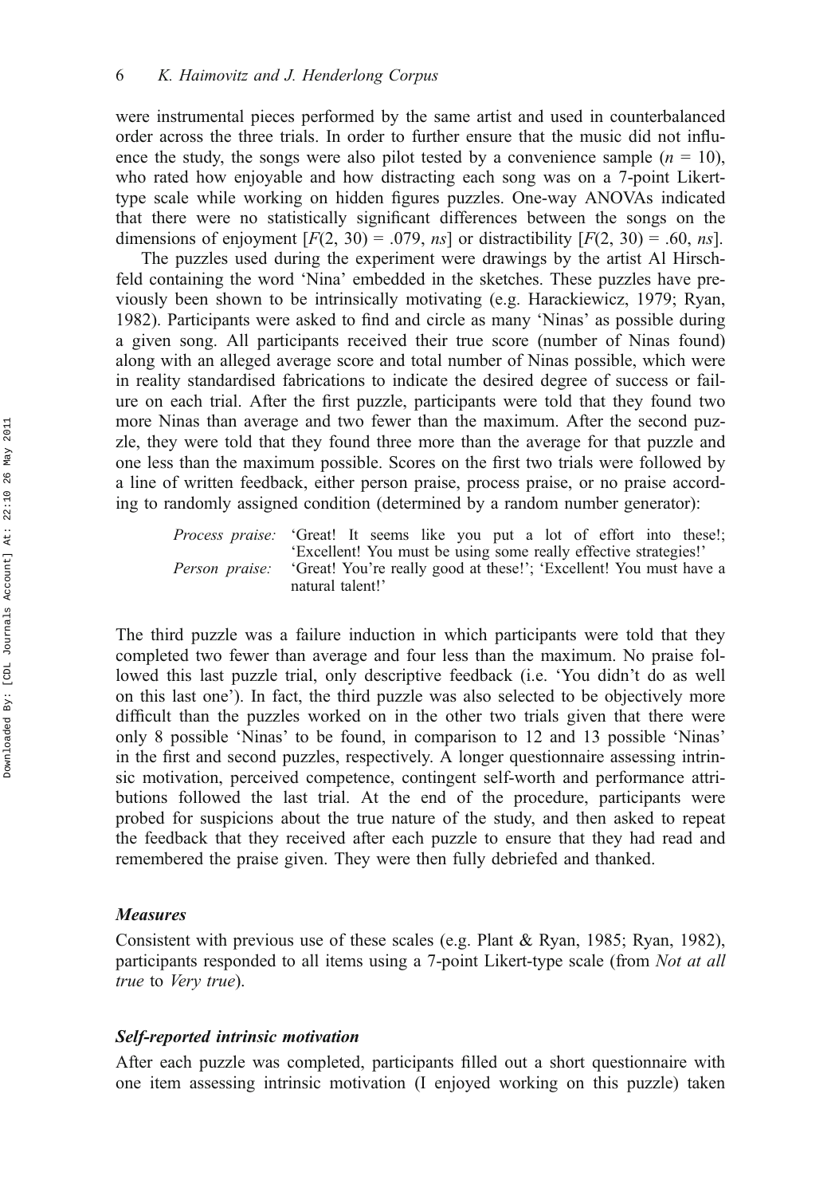were instrumental pieces performed by the same artist and used in counterbalanced order across the three trials. In order to further ensure that the music did not influence the study, the songs were also pilot tested by a convenience sample ($n$ = 10), who rated how enjoyable and how distracting each song was on a 7-point Likert-type scale while working on hidden figures puzzles. One-way ANOVAs indicated that there were no statistically significant differences between the songs on the dimensions of enjoyment [$F(2, 30) = .079$, *ns*] or distractibility [$F(2, 30) = .60$, *ns*].

The puzzles used during the experiment were drawings by the artist Al Hirschfeld containing the word 'Nina' embedded in the sketches. These puzzles have previously been shown to be intrinsically motivating (e.g. Harackiewicz, 1979; Ryan, 1982). Participants were asked to find and circle as many 'Ninas' as possible during a given song. All participants received their true score (number of Ninas found) along with an alleged average score and total number of Ninas possible, which were in reality standardised fabrications to indicate the desired degree of success or failure on each trial. After the first puzzle, participants were told that they found two more Ninas than average and two fewer than the maximum. After the second puzzle, they were told that they found three more than the average for that puzzle and one less than the maximum possible. Scores on the first two trials were followed by a line of written feedback, either person praise, process praise, or no praise according to randomly assigned condition (determined by a random number generator):

*Process praise:* 'Great! It seems like you put a lot of effort into these!; 'Excellent! You must be using some really effective strategies!'
*Person praise:* 'Great! You're really good at these!'; 'Excellent! You must have a natural talent!'

The third puzzle was a failure induction in which participants were told that they completed two fewer than average and four less than the maximum. No praise followed this last puzzle trial, only descriptive feedback (i.e. 'You didn't do as well on this last one'). In fact, the third puzzle was also selected to be objectively more difficult than the puzzles worked on in the other two trials given that there were only 8 possible 'Ninas' to be found, in comparison to 12 and 13 possible 'Ninas' in the first and second puzzles, respectively. A longer questionnaire assessing intrinsic motivation, perceived competence, contingent self-worth and performance attributions followed the last trial. At the end of the procedure, participants were probed for suspicions about the true nature of the study, and then asked to repeat the feedback that they received after each puzzle to ensure that they had read and remembered the praise given. They were then fully debriefed and thanked.

### Measures

Consistent with previous use of these scales (e.g. Plant & Ryan, 1985; Ryan, 1982), participants responded to all items using a 7-point Likert-type scale (from *Not at all true* to *Very true*).

### Self-reported intrinsic motivation

After each puzzle was completed, participants filled out a short questionnaire with one item assessing intrinsic motivation (I enjoyed working on this puzzle) taken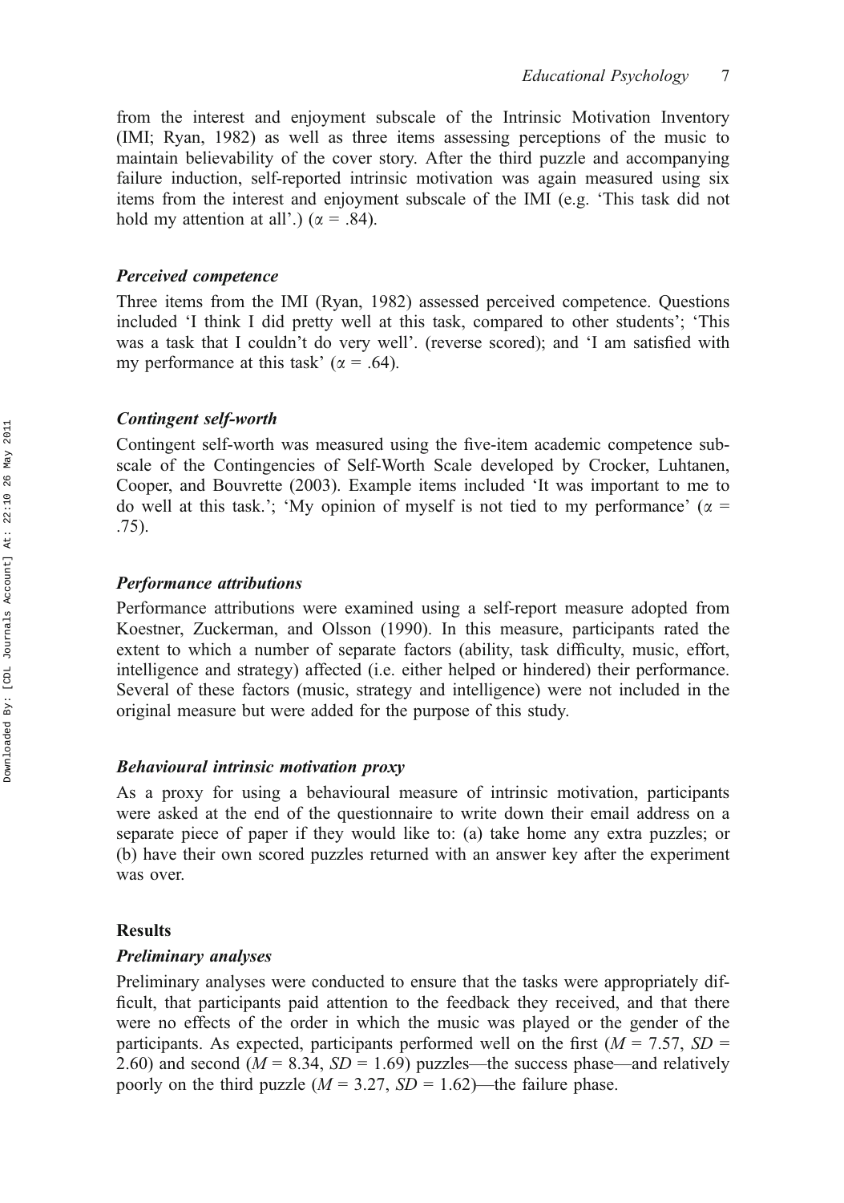from the interest and enjoyment subscale of the Intrinsic Motivation Inventory (IMI; Ryan, 1982) as well as three items assessing perceptions of the music to maintain believability of the cover story. After the third puzzle and accompanying failure induction, self-reported intrinsic motivation was again measured using six items from the interest and enjoyment subscale of the IMI (e.g. 'This task did not hold my attention at all'.) ($\alpha = .84$).

### *Perceived competence*

Three items from the IMI (Ryan, 1982) assessed perceived competence. Questions included 'I think I did pretty well at this task, compared to other students'; 'This was a task that I couldn't do very well'. (reverse scored); and 'I am satisfied with my performance at this task' ($\alpha = .64$).

### *Contingent self-worth*

Contingent self-worth was measured using the five-item academic competence subscale of the Contingencies of Self-Worth Scale developed by Crocker, Luhtanen, Cooper, and Bouvrette (2003). Example items included 'It was important to me to do well at this task.'; 'My opinion of myself is not tied to my performance' ($\alpha = .75$).

### *Performance attributions*

Performance attributions were examined using a self-report measure adopted from Koestner, Zuckerman, and Olsson (1990). In this measure, participants rated the extent to which a number of separate factors (ability, task difficulty, music, effort, intelligence and strategy) affected (i.e. either helped or hindered) their performance. Several of these factors (music, strategy and intelligence) were not included in the original measure but were added for the purpose of this study.

### *Behavioural intrinsic motivation proxy*

As a proxy for using a behavioural measure of intrinsic motivation, participants were asked at the end of the questionnaire to write down their email address on a separate piece of paper if they would like to: (a) take home any extra puzzles; or (b) have their own scored puzzles returned with an answer key after the experiment was over.

## Results

### *Preliminary analyses*

Preliminary analyses were conducted to ensure that the tasks were appropriately difficult, that participants paid attention to the feedback they received, and that there were no effects of the order in which the music was played or the gender of the participants. As expected, participants performed well on the first ($M = 7.57$, $SD = 2.60$) and second ($M = 8.34$, $SD = 1.69$) puzzles—the success phase—and relatively poorly on the third puzzle ($M = 3.27$, $SD = 1.62$)—the failure phase.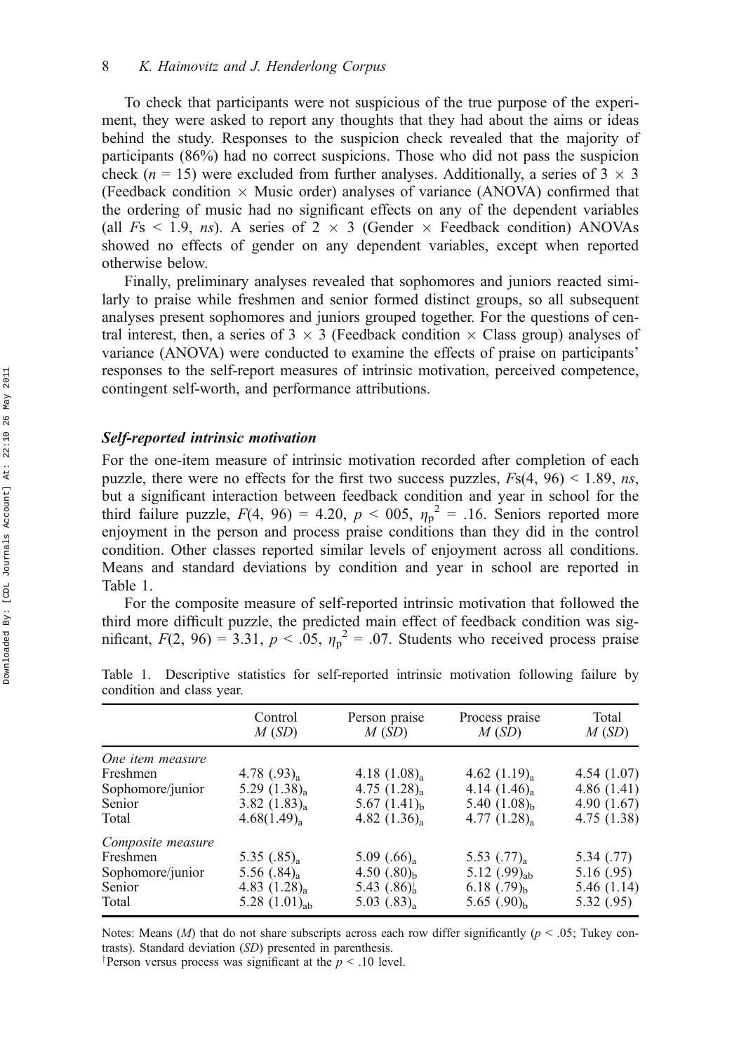To check that participants were not suspicious of the true purpose of the experiment, they were asked to report any thoughts that they had about the aims or ideas behind the study. Responses to the suspicion check revealed that the majority of participants (86%) had no correct suspicions. Those who did not pass the suspicion check ($n$ = 15) were excluded from further analyses. Additionally, a series of 3 × 3 (Feedback condition × Music order) analyses of variance (ANOVA) confirmed that the ordering of music had no significant effects on any of the dependent variables (all $F$s < 1.9, *ns*). A series of 2 × 3 (Gender × Feedback condition) ANOVAs showed no effects of gender on any dependent variables, except when reported otherwise below.

Finally, preliminary analyses revealed that sophomores and juniors reacted similarly to praise while freshmen and senior formed distinct groups, so all subsequent analyses present sophomores and juniors grouped together. For the questions of central interest, then, a series of 3 × 3 (Feedback condition × Class group) analyses of variance (ANOVA) were conducted to examine the effects of praise on participants' responses to the self-report measures of intrinsic motivation, perceived competence, contingent self-worth, and performance attributions.

### *Self-reported intrinsic motivation*

For the one-item measure of intrinsic motivation recorded after completion of each puzzle, there were no effects for the first two success puzzles, $Fs(4, 96) < 1.89$, *ns*, but a significant interaction between feedback condition and year in school for the third failure puzzle, $F(4, 96) = 4.20$, $p < 005$, $\eta_p^2 = .16$. Seniors reported more enjoyment in the person and process praise conditions than they did in the control condition. Other classes reported similar levels of enjoyment across all conditions. Means and standard deviations by condition and year in school are reported in Table 1.

For the composite measure of self-reported intrinsic motivation that followed the third more difficult puzzle, the predicted main effect of feedback condition was significant, $F(2, 96) = 3.31$, $p < .05$, $\eta_p^2 = .07$. Students who received process praise

Table 1. Descriptive statistics for self-reported intrinsic motivation following failure by condition and class year.

| | Control $M$ ($SD$) | Person praise $M$ ($SD$) | Process praise $M$ ($SD$) | Total $M$ ($SD$) |
|---|---|---|---|---|
| *One item measure* | | | | |
| Freshmen | $4.78\ (.93)_a$ | $4.18\ (1.08)_a$ | $4.62\ (1.19)_a$ | 4.54 (1.07) |
| Sophomore/junior | $5.29\ (1.38)_a$ | $4.75\ (1.28)_a$ | $4.14\ (1.46)_a$ | 4.86 (1.41) |
| Senior | $3.82\ (1.83)_a$ | $5.67\ (1.41)_b$ | $5.40\ (1.08)_b$ | 4.90 (1.67) |
| Total | $4.68(1.49)_a$ | $4.82\ (1.36)_a$ | $4.77\ (1.28)_a$ | 4.75 (1.38) |
| *Composite measure* | | | | |
| Freshmen | $5.35\ (.85)_a$ | $5.09\ (.66)_a$ | $5.53\ (.77)_a$ | 5.34 (.77) |
| Sophomore/junior | $5.56\ (.84)_a$ | $4.50\ (.80)_b$ | $5.12\ (.99)_{ab}$ | 5.16 (.95) |
| Senior | $4.83\ (1.28)_a$ | $5.43\ (.86)_a^{\dagger}$ | $6.18\ (.79)_b$ | 5.46 (1.14) |
| Total | $5.28\ (1.01)_{ab}$ | $5.03\ (.83)_a$ | $5.65\ (.90)_b$ | 5.32 (.95) |

Notes: Means ($M$) that do not share subscripts across each row differ significantly ($p < .05$; Tukey contrasts). Standard deviation ($SD$) presented in parenthesis.
†Person versus process was significant at the $p < .10$ level.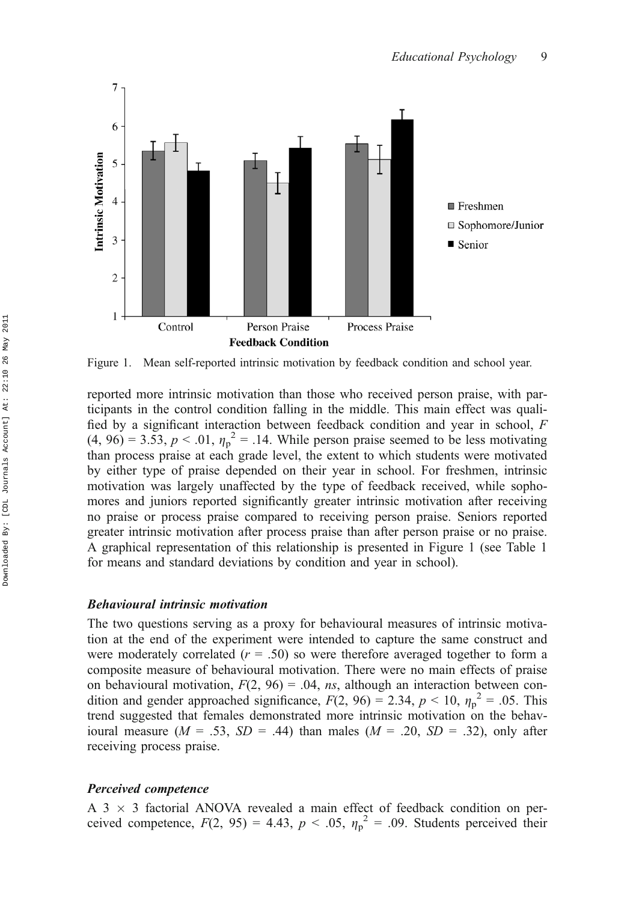Figure 1. Mean self-reported intrinsic motivation by feedback condition and school year.

reported more intrinsic motivation than those who received person praise, with participants in the control condition falling in the middle. This main effect was qualified by a significant interaction between feedback condition and year in school, $F(4, 96) = 3.53$, $p < .01$, $\eta_p^2 = .14$. While person praise seemed to be less motivating than process praise at each grade level, the extent to which students were motivated by either type of praise depended on their year in school. For freshmen, intrinsic motivation was largely unaffected by the type of feedback received, while sophomores and juniors reported significantly greater intrinsic motivation after receiving no praise or process praise compared to receiving person praise. Seniors reported greater intrinsic motivation after process praise than after person praise or no praise. A graphical representation of this relationship is presented in Figure 1 (see Table 1 for means and standard deviations by condition and year in school).

### *Behavioural intrinsic motivation*

The two questions serving as a proxy for behavioural measures of intrinsic motivation at the end of the experiment were intended to capture the same construct and were moderately correlated ($r = .50$) so were therefore averaged together to form a composite measure of behavioural motivation. There were no main effects of praise on behavioural motivation, $F(2, 96) = .04$, *ns*, although an interaction between condition and gender approached significance, $F(2, 96) = 2.34$, $p < 10$, $\eta_p^2 = .05$. This trend suggested that females demonstrated more intrinsic motivation on the behavioural measure ($M = .53$, $SD = .44$) than males ($M = .20$, $SD = .32$), only after receiving process praise.

### *Perceived competence*

A $3 \times 3$ factorial ANOVA revealed a main effect of feedback condition on perceived competence, $F(2, 95) = 4.43$, $p < .05$, $\eta_p^2 = .09$. Students perceived their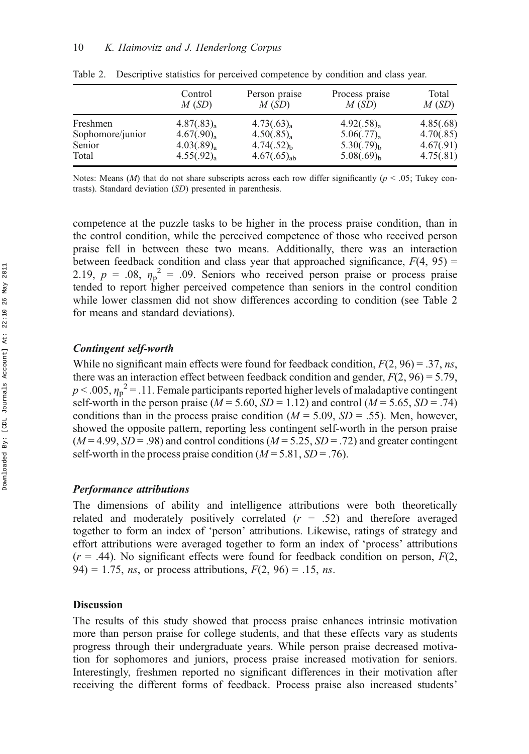Table 2. Descriptive statistics for perceived competence by condition and class year.

| | Control $M$ ($SD$) | Person praise $M$ ($SD$) | Process praise $M$ ($SD$) | Total $M$ ($SD$) |
|---|---|---|---|---|
| Freshmen | $4.87(.83)_a$ | $4.73(.63)_a$ | $4.92(.58)_a$ | 4.85(.68) |
| Sophomore/junior | $4.67(.90)_a$ | $4.50(.85)_a$ | $5.06(.77)_a$ | 4.70(.85) |
| Senior | $4.03(.89)_a$ | $4.74(.52)_b$ | $5.30(.79)_b$ | 4.67(.91) |
| Total | $4.55(.92)_a$ | $4.67(.65)_{ab}$ | $5.08(.69)_b$ | 4.75(.81) |

Notes: Means ($M$) that do not share subscripts across each row differ significantly ($p < .05$; Tukey contrasts). Standard deviation ($SD$) presented in parenthesis.

competence at the puzzle tasks to be higher in the process praise condition, than in the control condition, while the perceived competence of those who received person praise fell in between these two means. Additionally, there was an interaction between feedback condition and class year that approached significance, $F(4, 95) = 2.19$, $p = .08$, $\eta_p^2 = .09$. Seniors who received person praise or process praise tended to report higher perceived competence than seniors in the control condition while lower classmen did not show differences according to condition (see Table 2 for means and standard deviations).

### *Contingent self-worth*

While no significant main effects were found for feedback condition, $F(2, 96) = .37$, *ns*, there was an interaction effect between feedback condition and gender, $F(2, 96) = 5.79$, $p < .005$, $\eta_p^2 = .11$. Female participants reported higher levels of maladaptive contingent self-worth in the person praise ($M = 5.60$, $SD = 1.12$) and control ($M = 5.65$, $SD = .74$) conditions than in the process praise condition ($M = 5.09$, $SD = .55$). Men, however, showed the opposite pattern, reporting less contingent self-worth in the person praise ($M = 4.99$, $SD = .98$) and control conditions ($M = 5.25$, $SD = .72$) and greater contingent self-worth in the process praise condition ($M = 5.81$, $SD = .76$).

### *Performance attributions*

The dimensions of ability and intelligence attributions were both theoretically related and moderately positively correlated ($r = .52$) and therefore averaged together to form an index of 'person' attributions. Likewise, ratings of strategy and effort attributions were averaged together to form an index of 'process' attributions ($r = .44$). No significant effects were found for feedback condition on person, $F(2, 94) = 1.75$, *ns*, or process attributions, $F(2, 96) = .15$, *ns*.

## Discussion

The results of this study showed that process praise enhances intrinsic motivation more than person praise for college students, and that these effects vary as students progress through their undergraduate years. While person praise decreased motivation for sophomores and juniors, process praise increased motivation for seniors. Interestingly, freshmen reported no significant differences in their motivation after receiving the different forms of feedback. Process praise also increased students'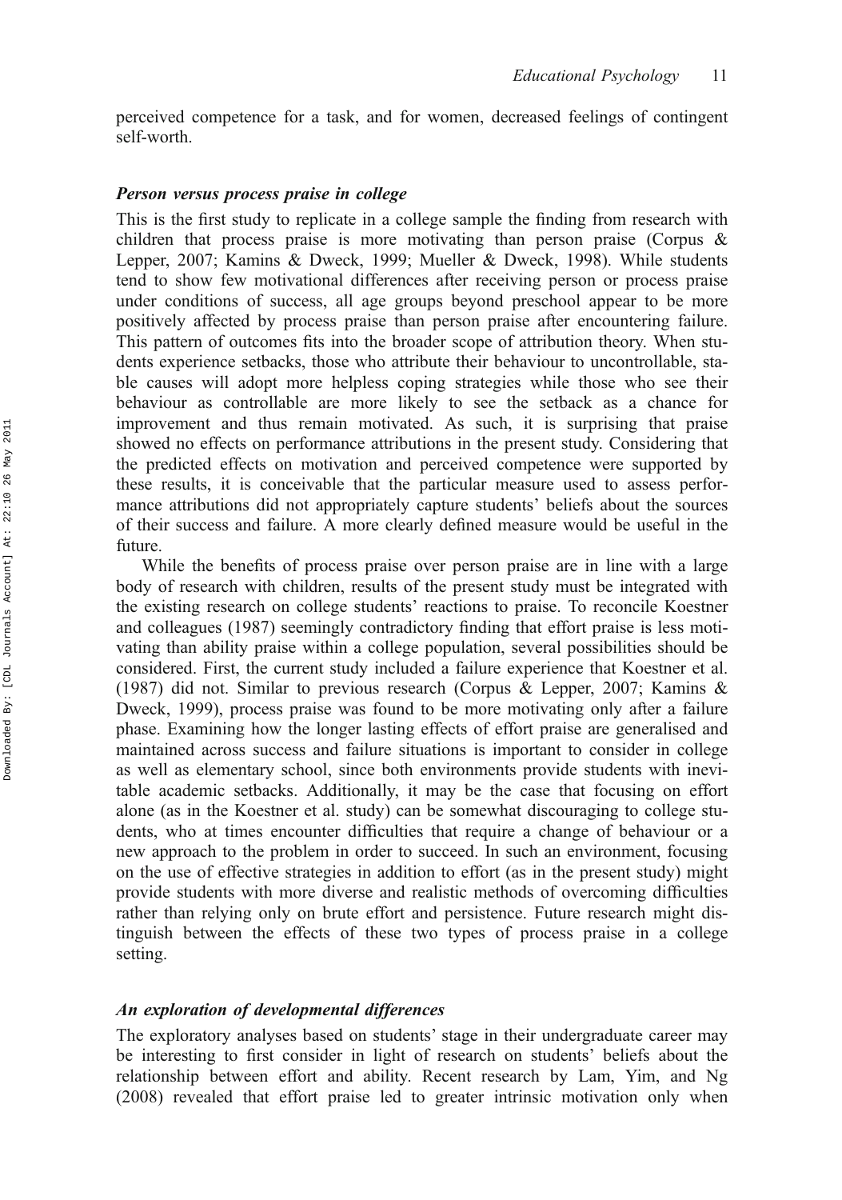perceived competence for a task, and for women, decreased feelings of contingent self-worth.

### *Person versus process praise in college*

This is the first study to replicate in a college sample the finding from research with children that process praise is more motivating than person praise (Corpus & Lepper, 2007; Kamins & Dweck, 1999; Mueller & Dweck, 1998). While students tend to show few motivational differences after receiving person or process praise under conditions of success, all age groups beyond preschool appear to be more positively affected by process praise than person praise after encountering failure. This pattern of outcomes fits into the broader scope of attribution theory. When students experience setbacks, those who attribute their behaviour to uncontrollable, stable causes will adopt more helpless coping strategies while those who see their behaviour as controllable are more likely to see the setback as a chance for improvement and thus remain motivated. As such, it is surprising that praise showed no effects on performance attributions in the present study. Considering that the predicted effects on motivation and perceived competence were supported by these results, it is conceivable that the particular measure used to assess performance attributions did not appropriately capture students' beliefs about the sources of their success and failure. A more clearly defined measure would be useful in the future.

While the benefits of process praise over person praise are in line with a large body of research with children, results of the present study must be integrated with the existing research on college students' reactions to praise. To reconcile Koestner and colleagues (1987) seemingly contradictory finding that effort praise is less motivating than ability praise within a college population, several possibilities should be considered. First, the current study included a failure experience that Koestner et al. (1987) did not. Similar to previous research (Corpus & Lepper, 2007; Kamins & Dweck, 1999), process praise was found to be more motivating only after a failure phase. Examining how the longer lasting effects of effort praise are generalised and maintained across success and failure situations is important to consider in college as well as elementary school, since both environments provide students with inevitable academic setbacks. Additionally, it may be the case that focusing on effort alone (as in the Koestner et al. study) can be somewhat discouraging to college students, who at times encounter difficulties that require a change of behaviour or a new approach to the problem in order to succeed. In such an environment, focusing on the use of effective strategies in addition to effort (as in the present study) might provide students with more diverse and realistic methods of overcoming difficulties rather than relying only on brute effort and persistence. Future research might distinguish between the effects of these two types of process praise in a college setting.

### *An exploration of developmental differences*

The exploratory analyses based on students' stage in their undergraduate career may be interesting to first consider in light of research on students' beliefs about the relationship between effort and ability. Recent research by Lam, Yim, and Ng (2008) revealed that effort praise led to greater intrinsic motivation only when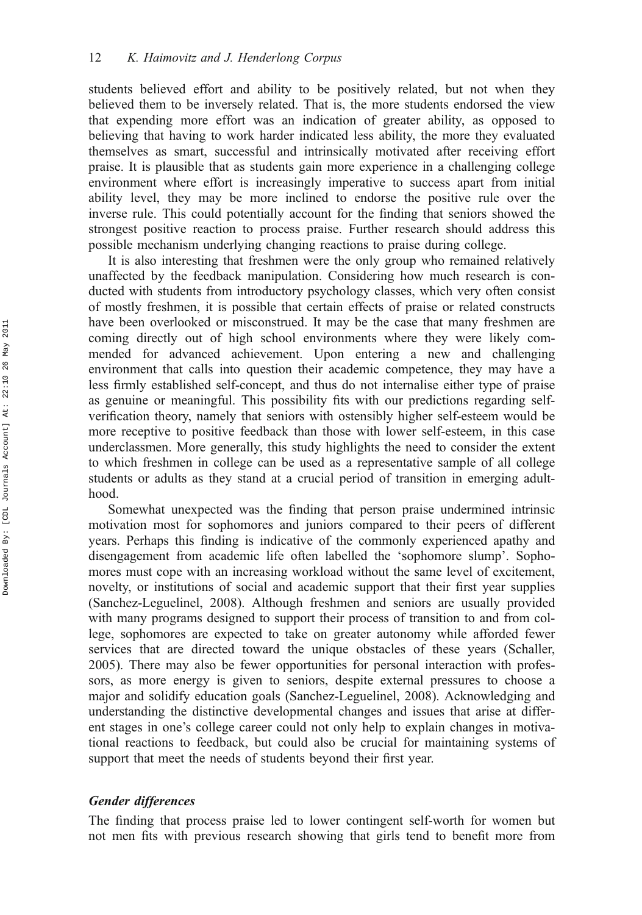students believed effort and ability to be positively related, but not when they believed them to be inversely related. That is, the more students endorsed the view that expending more effort was an indication of greater ability, as opposed to believing that having to work harder indicated less ability, the more they evaluated themselves as smart, successful and intrinsically motivated after receiving effort praise. It is plausible that as students gain more experience in a challenging college environment where effort is increasingly imperative to success apart from initial ability level, they may be more inclined to endorse the positive rule over the inverse rule. This could potentially account for the finding that seniors showed the strongest positive reaction to process praise. Further research should address this possible mechanism underlying changing reactions to praise during college.

It is also interesting that freshmen were the only group who remained relatively unaffected by the feedback manipulation. Considering how much research is conducted with students from introductory psychology classes, which very often consist of mostly freshmen, it is possible that certain effects of praise or related constructs have been overlooked or misconstrued. It may be the case that many freshmen are coming directly out of high school environments where they were likely commended for advanced achievement. Upon entering a new and challenging environment that calls into question their academic competence, they may have a less firmly established self-concept, and thus do not internalise either type of praise as genuine or meaningful. This possibility fits with our predictions regarding self-verification theory, namely that seniors with ostensibly higher self-esteem would be more receptive to positive feedback than those with lower self-esteem, in this case underclassmen. More generally, this study highlights the need to consider the extent to which freshmen in college can be used as a representative sample of all college students or adults as they stand at a crucial period of transition in emerging adulthood.

Somewhat unexpected was the finding that person praise undermined intrinsic motivation most for sophomores and juniors compared to their peers of different years. Perhaps this finding is indicative of the commonly experienced apathy and disengagement from academic life often labelled the 'sophomore slump'. Sophomores must cope with an increasing workload without the same level of excitement, novelty, or institutions of social and academic support that their first year supplies (Sanchez-Leguelinel, 2008). Although freshmen and seniors are usually provided with many programs designed to support their process of transition to and from college, sophomores are expected to take on greater autonomy while afforded fewer services that are directed toward the unique obstacles of these years (Schaller, 2005). There may also be fewer opportunities for personal interaction with professors, as more energy is given to seniors, despite external pressures to choose a major and solidify education goals (Sanchez-Leguelinel, 2008). Acknowledging and understanding the distinctive developmental changes and issues that arise at different stages in one's college career could not only help to explain changes in motivational reactions to feedback, but could also be crucial for maintaining systems of support that meet the needs of students beyond their first year.

### *Gender differences*

The finding that process praise led to lower contingent self-worth for women but not men fits with previous research showing that girls tend to benefit more from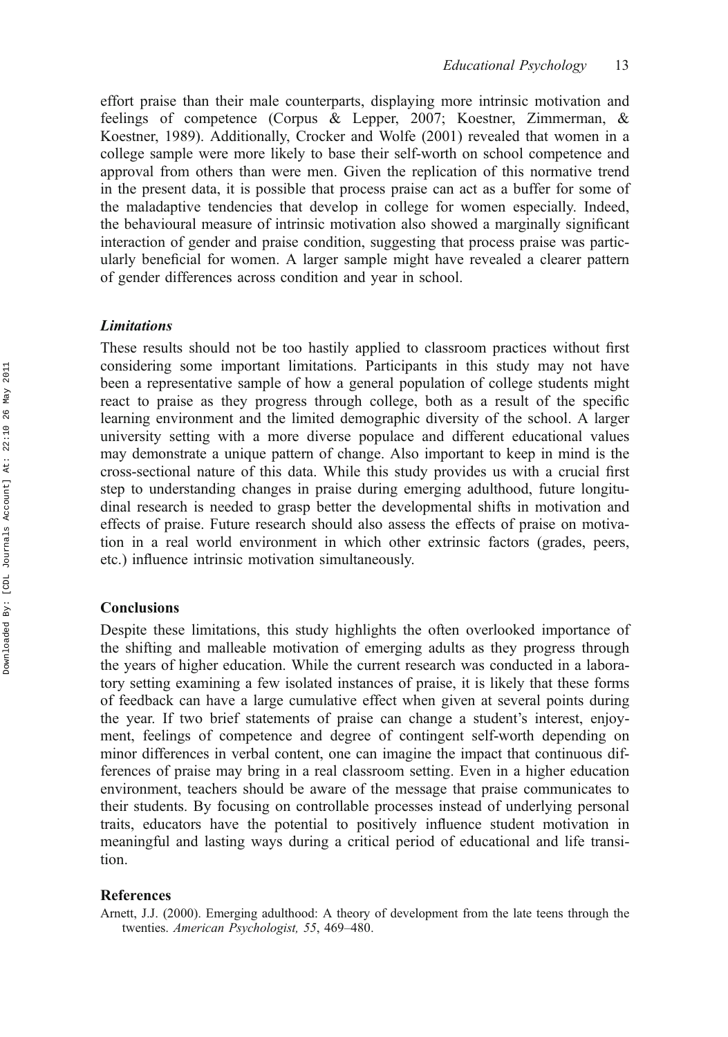effort praise than their male counterparts, displaying more intrinsic motivation and feelings of competence (Corpus & Lepper, 2007; Koestner, Zimmerman, & Koestner, 1989). Additionally, Crocker and Wolfe (2001) revealed that women in a college sample were more likely to base their self-worth on school competence and approval from others than were men. Given the replication of this normative trend in the present data, it is possible that process praise can act as a buffer for some of the maladaptive tendencies that develop in college for women especially. Indeed, the behavioural measure of intrinsic motivation also showed a marginally significant interaction of gender and praise condition, suggesting that process praise was particularly beneficial for women. A larger sample might have revealed a clearer pattern of gender differences across condition and year in school.

### *Limitations*

These results should not be too hastily applied to classroom practices without first considering some important limitations. Participants in this study may not have been a representative sample of how a general population of college students might react to praise as they progress through college, both as a result of the specific learning environment and the limited demographic diversity of the school. A larger university setting with a more diverse populace and different educational values may demonstrate a unique pattern of change. Also important to keep in mind is the cross-sectional nature of this data. While this study provides us with a crucial first step to understanding changes in praise during emerging adulthood, future longitudinal research is needed to grasp better the developmental shifts in motivation and effects of praise. Future research should also assess the effects of praise on motivation in a real world environment in which other extrinsic factors (grades, peers, etc.) influence intrinsic motivation simultaneously.

## Conclusions

Despite these limitations, this study highlights the often overlooked importance of the shifting and malleable motivation of emerging adults as they progress through the years of higher education. While the current research was conducted in a laboratory setting examining a few isolated instances of praise, it is likely that these forms of feedback can have a large cumulative effect when given at several points during the year. If two brief statements of praise can change a student's interest, enjoyment, feelings of competence and degree of contingent self-worth depending on minor differences in verbal content, one can imagine the impact that continuous differences of praise may bring in a real classroom setting. Even in a higher education environment, teachers should be aware of the message that praise communicates to their students. By focusing on controllable processes instead of underlying personal traits, educators have the potential to positively influence student motivation in meaningful and lasting ways during a critical period of educational and life transition.

## References

Arnett, J.J. (2000). Emerging adulthood: A theory of development from the late teens through the twenties. *American Psychologist, 55*, 469–480.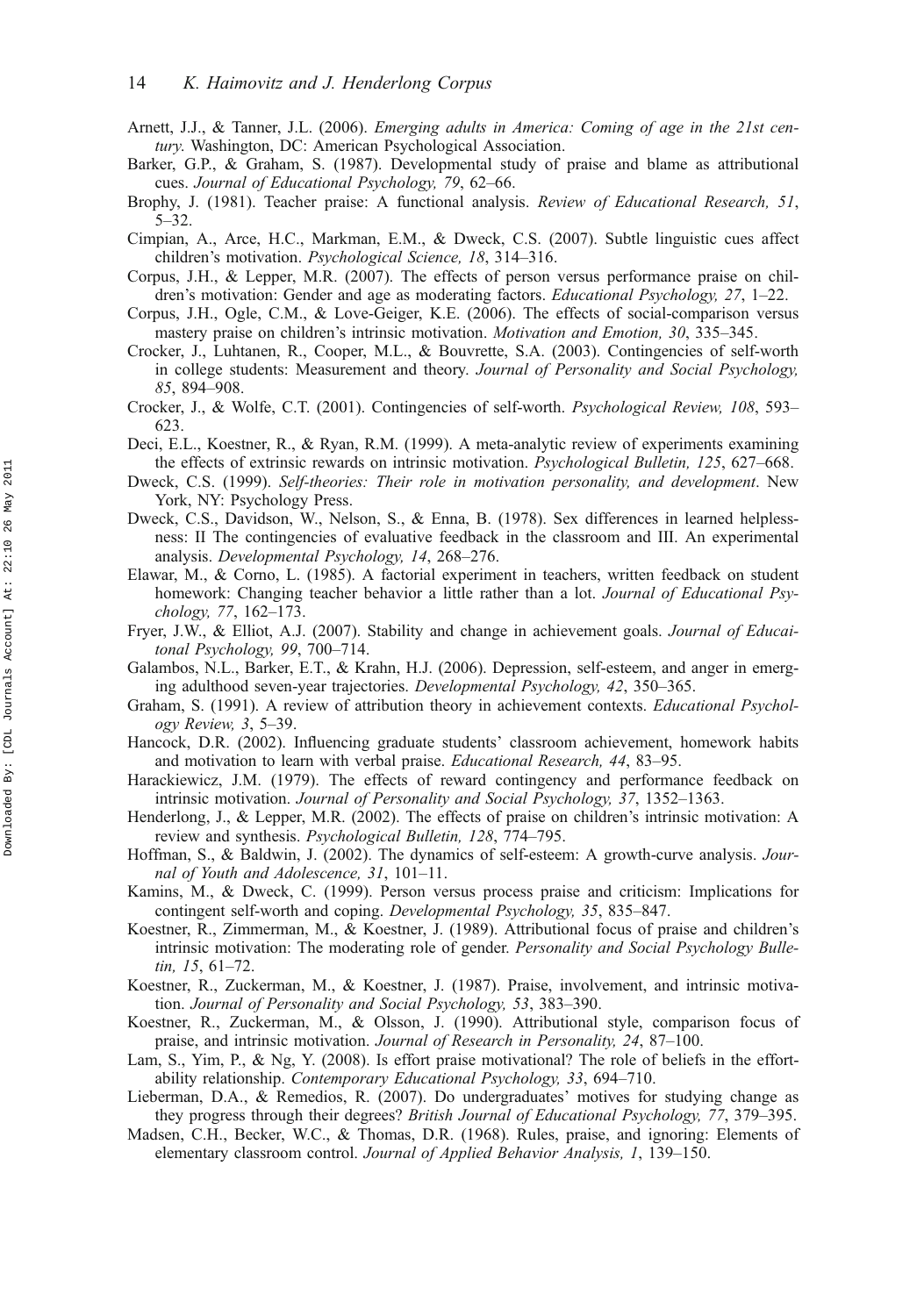Arnett, J.J., & Tanner, J.L. (2006). *Emerging adults in America: Coming of age in the 21st century.* Washington, DC: American Psychological Association.

Barker, G.P., & Graham, S. (1987). Developmental study of praise and blame as attributional cues. *Journal of Educational Psychology, 79*, 62–66.

Brophy, J. (1981). Teacher praise: A functional analysis. *Review of Educational Research, 51*, 5–32.

Cimpian, A., Arce, H.C., Markman, E.M., & Dweck, C.S. (2007). Subtle linguistic cues affect children's motivation. *Psychological Science, 18*, 314–316.

Corpus, J.H., & Lepper, M.R. (2007). The effects of person versus performance praise on children's motivation: Gender and age as moderating factors. *Educational Psychology, 27*, 1–22.

Corpus, J.H., Ogle, C.M., & Love-Geiger, K.E. (2006). The effects of social-comparison versus mastery praise on children's intrinsic motivation. *Motivation and Emotion, 30*, 335–345.

Crocker, J., Luhtanen, R., Cooper, M.L., & Bouvrette, S.A. (2003). Contingencies of self-worth in college students: Measurement and theory. *Journal of Personality and Social Psychology, 85*, 894–908.

Crocker, J., & Wolfe, C.T. (2001). Contingencies of self-worth. *Psychological Review, 108*, 593–623.

Deci, E.L., Koestner, R., & Ryan, R.M. (1999). A meta-analytic review of experiments examining the effects of extrinsic rewards on intrinsic motivation. *Psychological Bulletin, 125*, 627–668.

Dweck, C.S. (1999). *Self-theories: Their role in motivation personality, and development*. New York, NY: Psychology Press.

Dweck, C.S., Davidson, W., Nelson, S., & Enna, B. (1978). Sex differences in learned helplessness: II The contingencies of evaluative feedback in the classroom and III. An experimental analysis. *Developmental Psychology, 14*, 268–276.

Elawar, M., & Corno, L. (1985). A factorial experiment in teachers, written feedback on student homework: Changing teacher behavior a little rather than a lot. *Journal of Educational Psychology, 77*, 162–173.

Fryer, J.W., & Elliot, A.J. (2007). Stability and change in achievement goals. *Journal of Educaitonal Psychology, 99*, 700–714.

Galambos, N.L., Barker, E.T., & Krahn, H.J. (2006). Depression, self-esteem, and anger in emerging adulthood seven-year trajectories. *Developmental Psychology, 42*, 350–365.

Graham, S. (1991). A review of attribution theory in achievement contexts. *Educational Psychology Review, 3*, 5–39.

Hancock, D.R. (2002). Influencing graduate students' classroom achievement, homework habits and motivation to learn with verbal praise. *Educational Research, 44*, 83–95.

Harackiewicz, J.M. (1979). The effects of reward contingency and performance feedback on intrinsic motivation. *Journal of Personality and Social Psychology, 37*, 1352–1363.

Henderlong, J., & Lepper, M.R. (2002). The effects of praise on children's intrinsic motivation: A review and synthesis. *Psychological Bulletin, 128*, 774–795.

Hoffman, S., & Baldwin, J. (2002). The dynamics of self-esteem: A growth-curve analysis. *Journal of Youth and Adolescence, 31*, 101–11.

Kamins, M., & Dweck, C. (1999). Person versus process praise and criticism: Implications for contingent self-worth and coping. *Developmental Psychology, 35*, 835–847.

Koestner, R., Zimmerman, M., & Koestner, J. (1989). Attributional focus of praise and children's intrinsic motivation: The moderating role of gender. *Personality and Social Psychology Bulletin, 15*, 61–72.

Koestner, R., Zuckerman, M., & Koestner, J. (1987). Praise, involvement, and intrinsic motivation. *Journal of Personality and Social Psychology, 53*, 383–390.

Koestner, R., Zuckerman, M., & Olsson, J. (1990). Attributional style, comparison focus of praise, and intrinsic motivation. *Journal of Research in Personality, 24*, 87–100.

Lam, S., Yim, P., & Ng, Y. (2008). Is effort praise motivational? The role of beliefs in the effort-ability relationship. *Contemporary Educational Psychology, 33*, 694–710.

Lieberman, D.A., & Remedios, R. (2007). Do undergraduates' motives for studying change as they progress through their degrees? *British Journal of Educational Psychology, 77*, 379–395.

Madsen, C.H., Becker, W.C., & Thomas, D.R. (1968). Rules, praise, and ignoring: Elements of elementary classroom control. *Journal of Applied Behavior Analysis, 1*, 139–150.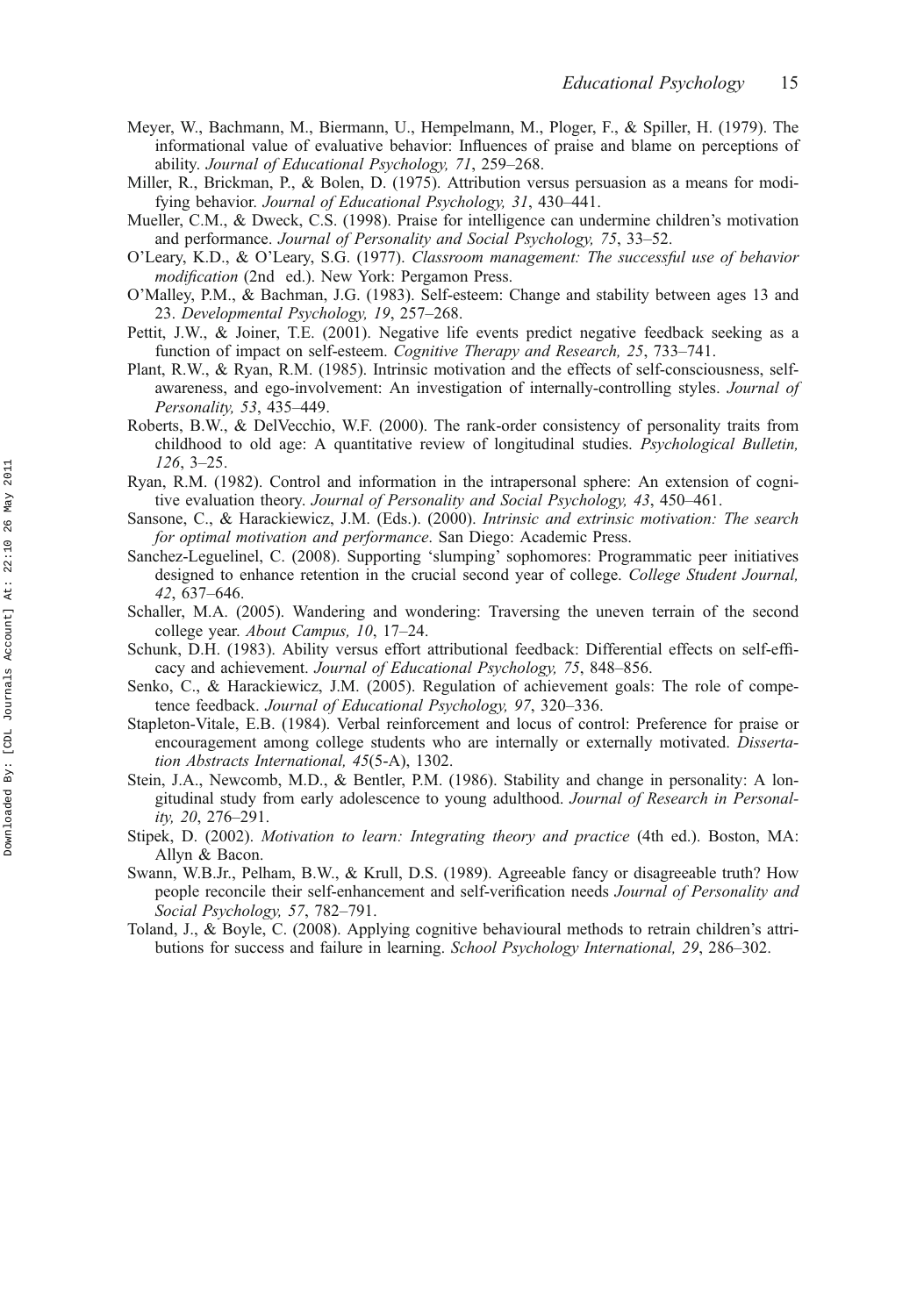Meyer, W., Bachmann, M., Biermann, U., Hempelmann, M., Ploger, F., & Spiller, H. (1979). The informational value of evaluative behavior: Influences of praise and blame on perceptions of ability. *Journal of Educational Psychology, 71*, 259–268.

Miller, R., Brickman, P., & Bolen, D. (1975). Attribution versus persuasion as a means for modifying behavior. *Journal of Educational Psychology, 31*, 430–441.

Mueller, C.M., & Dweck, C.S. (1998). Praise for intelligence can undermine children's motivation and performance. *Journal of Personality and Social Psychology, 75*, 33–52.

O'Leary, K.D., & O'Leary, S.G. (1977). *Classroom management: The successful use of behavior modification* (2nd ed.). New York: Pergamon Press.

O'Malley, P.M., & Bachman, J.G. (1983). Self-esteem: Change and stability between ages 13 and 23. *Developmental Psychology, 19*, 257–268.

Pettit, J.W., & Joiner, T.E. (2001). Negative life events predict negative feedback seeking as a function of impact on self-esteem. *Cognitive Therapy and Research, 25*, 733–741.

Plant, R.W., & Ryan, R.M. (1985). Intrinsic motivation and the effects of self-consciousness, self-awareness, and ego-involvement: An investigation of internally-controlling styles. *Journal of Personality, 53*, 435–449.

Roberts, B.W., & DelVecchio, W.F. (2000). The rank-order consistency of personality traits from childhood to old age: A quantitative review of longitudinal studies. *Psychological Bulletin, 126*, 3–25.

Ryan, R.M. (1982). Control and information in the intrapersonal sphere: An extension of cognitive evaluation theory. *Journal of Personality and Social Psychology, 43*, 450–461.

Sansone, C., & Harackiewicz, J.M. (Eds.). (2000). *Intrinsic and extrinsic motivation: The search for optimal motivation and performance*. San Diego: Academic Press.

Sanchez-Leguelinel, C. (2008). Supporting 'slumping' sophomores: Programmatic peer initiatives designed to enhance retention in the crucial second year of college. *College Student Journal, 42*, 637–646.

Schaller, M.A. (2005). Wandering and wondering: Traversing the uneven terrain of the second college year. *About Campus, 10*, 17–24.

Schunk, D.H. (1983). Ability versus effort attributional feedback: Differential effects on self-efficacy and achievement. *Journal of Educational Psychology, 75*, 848–856.

Senko, C., & Harackiewicz, J.M. (2005). Regulation of achievement goals: The role of competence feedback. *Journal of Educational Psychology, 97*, 320–336.

Stapleton-Vitale, E.B. (1984). Verbal reinforcement and locus of control: Preference for praise or encouragement among college students who are internally or externally motivated. *Dissertation Abstracts International, 45*(5-A), 1302.

Stein, J.A., Newcomb, M.D., & Bentler, P.M. (1986). Stability and change in personality: A longitudinal study from early adolescence to young adulthood. *Journal of Research in Personality, 20*, 276–291.

Stipek, D. (2002). *Motivation to learn: Integrating theory and practice* (4th ed.). Boston, MA: Allyn & Bacon.

Swann, W.B.Jr., Pelham, B.W., & Krull, D.S. (1989). Agreeable fancy or disagreeable truth? How people reconcile their self-enhancement and self-verification needs *Journal of Personality and Social Psychology, 57*, 782–791.

Toland, J., & Boyle, C. (2008). Applying cognitive behavioural methods to retrain children's attributions for success and failure in learning. *School Psychology International, 29*, 286–302.